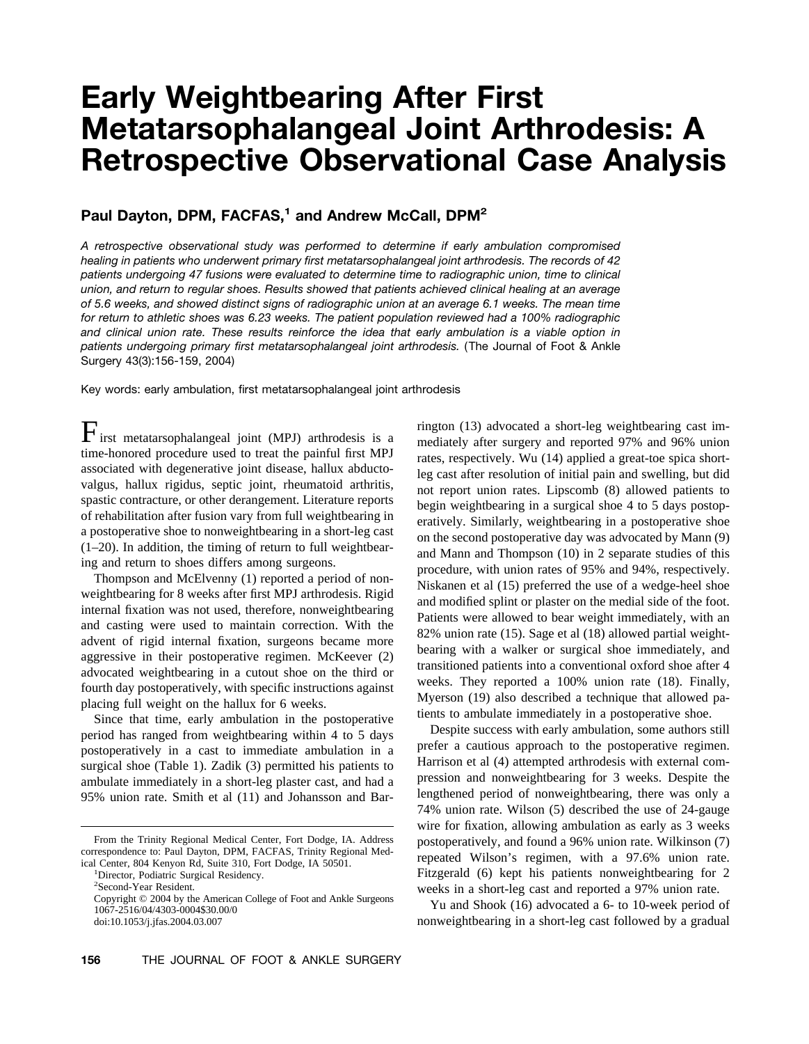# Early Weightbearing After First Metatarsophalangeal Joint Arthrodesis: A Retrospective Observational Case Analysis

**Paul Dayton, DPM, FACFAS,[1] and Andrew McCall, DPM[2]**

*A retrospective observational study was performed to determine if early ambulation compromised healing in patients who underwent primary first metatarsophalangeal joint arthrodesis. The records of 42 patients undergoing 47 fusions were evaluated to determine time to radiographic union, time to clinical union, and return to regular shoes. Results showed that patients achieved clinical healing at an average of 5.6 weeks, and showed distinct signs of radiographic union at an average 6.1 weeks. The mean time for return to athletic shoes was 6.23 weeks. The patient population reviewed had a 100% radiographic and clinical union rate. These results reinforce the idea that early ambulation is a viable option in patients undergoing primary first metatarsophalangeal joint arthrodesis.* (The Journal of Foot & Ankle Surgery 43(3):156-159, 2004)

Key words: early ambulation, first metatarsophalangeal joint arthrodesis

First metatarsophalangeal joint (MPJ) arthrodesis is a time-honored procedure used to treat the painful first MPJ associated with degenerative joint disease, hallux abductovalgus, hallux rigidus, septic joint, rheumatoid arthritis, spastic contracture, or other derangement. Literature reports of rehabilitation after fusion vary from full weightbearing in a postoperative shoe to nonweightbearing in a short-leg cast (1–20). In addition, the timing of return to full weightbearing and return to shoes differs among surgeons.

Thompson and McElvenny (1) reported a period of nonweightbearing for 8 weeks after first MPJ arthrodesis. Rigid internal fixation was not used, therefore, nonweightbearing and casting were used to maintain correction. With the advent of rigid internal fixation, surgeons became more aggressive in their postoperative regimen. McKeever (2) advocated weightbearing in a cutout shoe on the third or fourth day postoperatively, with specific instructions against placing full weight on the hallux for 6 weeks.

Since that time, early ambulation in the postoperative period has ranged from weightbearing within 4 to 5 days postoperatively in a cast to immediate ambulation in a surgical shoe (Table 1). Zadik (3) permitted his patients to ambulate immediately in a short-leg plaster cast, and had a 95% union rate. Smith et al (11) and Johansson and Barrington (13) advocated a short-leg weightbearing cast immediately after surgery and reported 97% and 96% union rates, respectively. Wu (14) applied a great-toe spica short-leg cast after resolution of initial pain and swelling, but did not report union rates. Lipscomb (8) allowed patients to begin weightbearing in a surgical shoe 4 to 5 days postoperatively. Similarly, weightbearing in a postoperative shoe on the second postoperative day was advocated by Mann (9) and Mann and Thompson (10) in 2 separate studies of this procedure, with union rates of 95% and 94%, respectively. Niskanen et al (15) preferred the use of a wedge-heel shoe and modified splint or plaster on the medial side of the foot. Patients were allowed to bear weight immediately, with an 82% union rate (15). Sage et al (18) allowed partial weightbearing with a walker or surgical shoe immediately, and transitioned patients into a conventional oxford shoe after 4 weeks. They reported a 100% union rate (18). Finally, Myerson (19) also described a technique that allowed patients to ambulate immediately in a postoperative shoe.

Despite success with early ambulation, some authors still prefer a cautious approach to the postoperative regimen. Harrison et al (4) attempted arthrodesis with external compression and nonweightbearing for 3 weeks. Despite the lengthened period of nonweightbearing, there was only a 74% union rate. Wilson (5) described the use of 24-gauge wire for fixation, allowing ambulation as early as 3 weeks postoperatively, and found a 96% union rate. Wilkinson (7) repeated Wilson's regimen, with a 97.6% union rate. Fitzgerald (6) kept his patients nonweightbearing for 2 weeks in a short-leg cast and reported a 97% union rate.

Yu and Shook (16) advocated a 6- to 10-week period of nonweightbearing in a short-leg cast followed by a gradual

From the Trinity Regional Medical Center, Fort Dodge, IA. Address correspondence to: Paul Dayton, DPM, FACFAS, Trinity Regional Medical Center, 804 Kenyon Rd, Suite 310, Fort Dodge, IA 50501.

[1]Director, Podiatric Surgical Residency.

[2]Second-Year Resident.

Copyright © 2004 by the American College of Foot and Ankle Surgeons
1067-2516/04/4303-0004$30.00/0
doi:10.1053/j.jfas.2004.03.007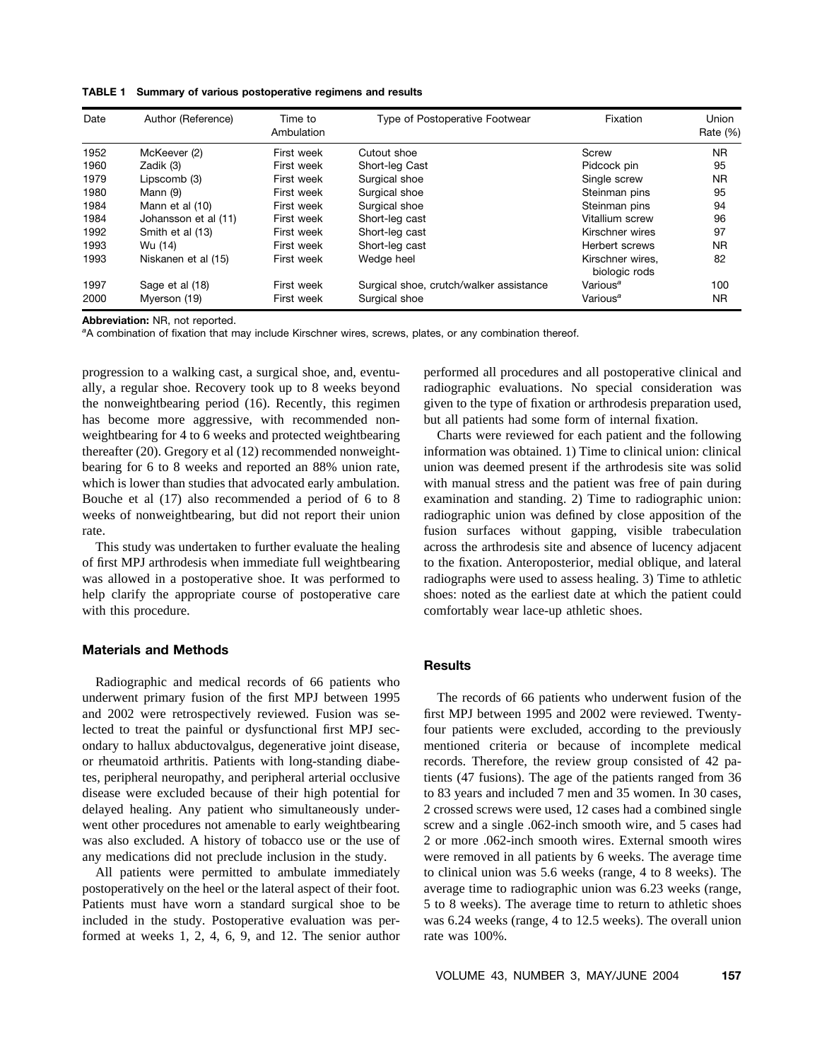**TABLE 1 Summary of various postoperative regimens and results**

| Date | Author (Reference) | Time to Ambulation | Type of Postoperative Footwear | Fixation | Union Rate (%) |
|---|---|---|---|---|---|
| 1952 | McKeever (2) | First week | Cutout shoe | Screw | NR |
| 1960 | Zadik (3) | First week | Short-leg Cast | Pidcock pin | 95 |
| 1979 | Lipscomb (3) | First week | Surgical shoe | Single screw | NR |
| 1980 | Mann (9) | First week | Surgical shoe | Steinman pins | 95 |
| 1984 | Mann et al (10) | First week | Surgical shoe | Steinman pins | 94 |
| 1984 | Johansson et al (11) | First week | Short-leg cast | Vitallium screw | 96 |
| 1992 | Smith et al (13) | First week | Short-leg cast | Kirschner wires | 97 |
| 1993 | Wu (14) | First week | Short-leg cast | Herbert screws | NR |
| 1993 | Niskanen et al (15) | First week | Wedge heel | Kirschner wires, biologic rods | 82 |
| 1997 | Sage et al (18) | First week | Surgical shoe, crutch/walker assistance | Various[a] | 100 |
| 2000 | Myerson (19) | First week | Surgical shoe | Various[a] | NR |

**Abbreviation:** NR, not reported.

[a]A combination of fixation that may include Kirschner wires, screws, plates, or any combination thereof.

progression to a walking cast, a surgical shoe, and, eventually, a regular shoe. Recovery took up to 8 weeks beyond the nonweightbearing period (16). Recently, this regimen has become more aggressive, with recommended nonweightbearing for 4 to 6 weeks and protected weightbearing thereafter (20). Gregory et al (12) recommended nonweightbearing for 6 to 8 weeks and reported an 88% union rate, which is lower than studies that advocated early ambulation. Bouche et al (17) also recommended a period of 6 to 8 weeks of nonweightbearing, but did not report their union rate.

This study was undertaken to further evaluate the healing of first MPJ arthrodesis when immediate full weightbearing was allowed in a postoperative shoe. It was performed to help clarify the appropriate course of postoperative care with this procedure.

## Materials and Methods

Radiographic and medical records of 66 patients who underwent primary fusion of the first MPJ between 1995 and 2002 were retrospectively reviewed. Fusion was selected to treat the painful or dysfunctional first MPJ secondary to hallux abductovalgus, degenerative joint disease, or rheumatoid arthritis. Patients with long-standing diabetes, peripheral neuropathy, and peripheral arterial occlusive disease were excluded because of their high potential for delayed healing. Any patient who simultaneously underwent other procedures not amenable to early weightbearing was also excluded. A history of tobacco use or the use of any medications did not preclude inclusion in the study.

All patients were permitted to ambulate immediately postoperatively on the heel or the lateral aspect of their foot. Patients must have worn a standard surgical shoe to be included in the study. Postoperative evaluation was performed at weeks 1, 2, 4, 6, 9, and 12. The senior author performed all procedures and all postoperative clinical and radiographic evaluations. No special consideration was given to the type of fixation or arthrodesis preparation used, but all patients had some form of internal fixation.

Charts were reviewed for each patient and the following information was obtained. 1) Time to clinical union: clinical union was deemed present if the arthrodesis site was solid with manual stress and the patient was free of pain during examination and standing. 2) Time to radiographic union: radiographic union was defined by close apposition of the fusion surfaces without gapping, visible trabeculation across the arthrodesis site and absence of lucency adjacent to the fixation. Anteroposterior, medial oblique, and lateral radiographs were used to assess healing. 3) Time to athletic shoes: noted as the earliest date at which the patient could comfortably wear lace-up athletic shoes.

## Results

The records of 66 patients who underwent fusion of the first MPJ between 1995 and 2002 were reviewed. Twenty-four patients were excluded, according to the previously mentioned criteria or because of incomplete medical records. Therefore, the review group consisted of 42 patients (47 fusions). The age of the patients ranged from 36 to 83 years and included 7 men and 35 women. In 30 cases, 2 crossed screws were used, 12 cases had a combined single screw and a single .062-inch smooth wire, and 5 cases had 2 or more .062-inch smooth wires. External smooth wires were removed in all patients by 6 weeks. The average time to clinical union was 5.6 weeks (range, 4 to 8 weeks). The average time to radiographic union was 6.23 weeks (range, 5 to 8 weeks). The average time to return to athletic shoes was 6.24 weeks (range, 4 to 12.5 weeks). The overall union rate was 100%.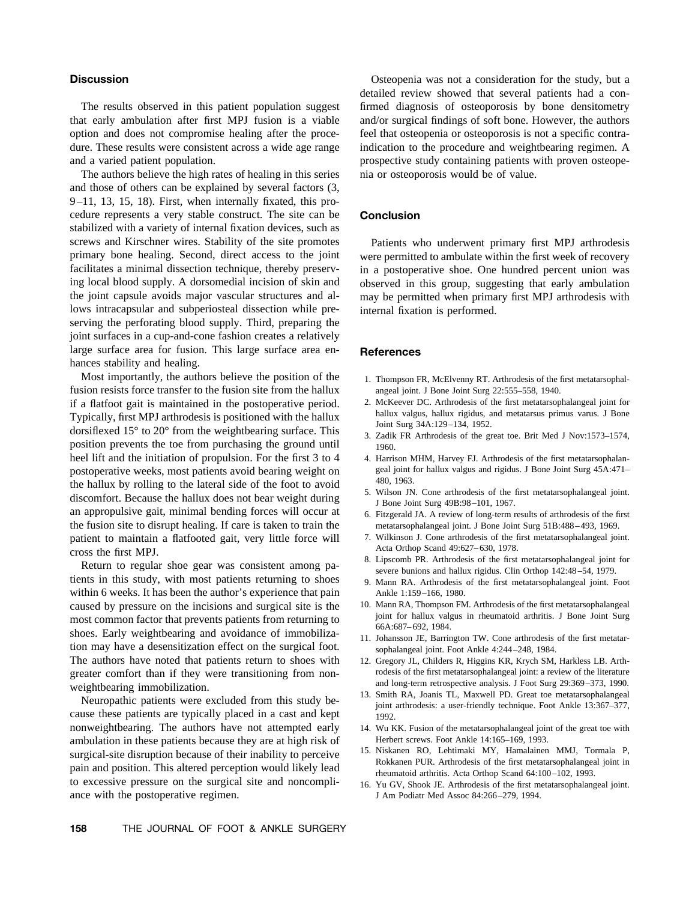## Discussion

The results observed in this patient population suggest that early ambulation after first MPJ fusion is a viable option and does not compromise healing after the procedure. These results were consistent across a wide age range and a varied patient population.

The authors believe the high rates of healing in this series and those of others can be explained by several factors (3, 9–11, 13, 15, 18). First, when internally fixated, this procedure represents a very stable construct. The site can be stabilized with a variety of internal fixation devices, such as screws and Kirschner wires. Stability of the site promotes primary bone healing. Second, direct access to the joint facilitates a minimal dissection technique, thereby preserving local blood supply. A dorsomedial incision of skin and the joint capsule avoids major vascular structures and allows intracapsular and subperiosteal dissection while preserving the perforating blood supply. Third, preparing the joint surfaces in a cup-and-cone fashion creates a relatively large surface area for fusion. This large surface area enhances stability and healing.

Most importantly, the authors believe the position of the fusion resists force transfer to the fusion site from the hallux if a flatfoot gait is maintained in the postoperative period. Typically, first MPJ arthrodesis is positioned with the hallux dorsiflexed 15° to 20° from the weightbearing surface. This position prevents the toe from purchasing the ground until heel lift and the initiation of propulsion. For the first 3 to 4 postoperative weeks, most patients avoid bearing weight on the hallux by rolling to the lateral side of the foot to avoid discomfort. Because the hallux does not bear weight during an appropulsive gait, minimal bending forces will occur at the fusion site to disrupt healing. If care is taken to train the patient to maintain a flatfooted gait, very little force will cross the first MPJ.

Return to regular shoe gear was consistent among patients in this study, with most patients returning to shoes within 6 weeks. It has been the author's experience that pain caused by pressure on the incisions and surgical site is the most common factor that prevents patients from returning to shoes. Early weightbearing and avoidance of immobilization may have a desensitization effect on the surgical foot. The authors have noted that patients return to shoes with greater comfort than if they were transitioning from nonweightbearing immobilization.

Neuropathic patients were excluded from this study because these patients are typically placed in a cast and kept nonweightbearing. The authors have not attempted early ambulation in these patients because they are at high risk of surgical-site disruption because of their inability to perceive pain and position. This altered perception would likely lead to excessive pressure on the surgical site and noncompliance with the postoperative regimen.

Osteopenia was not a consideration for the study, but a detailed review showed that several patients had a confirmed diagnosis of osteoporosis by bone densitometry and/or surgical findings of soft bone. However, the authors feel that osteopenia or osteoporosis is not a specific contraindication to the procedure and weightbearing regimen. A prospective study containing patients with proven osteopenia or osteoporosis would be of value.

## Conclusion

Patients who underwent primary first MPJ arthrodesis were permitted to ambulate within the first week of recovery in a postoperative shoe. One hundred percent union was observed in this group, suggesting that early ambulation may be permitted when primary first MPJ arthrodesis with internal fixation is performed.

## References

1. Thompson FR, McElvenny RT. Arthrodesis of the first metatarsophalangeal joint. J Bone Joint Surg 22:555–558, 1940.
2. McKeever DC. Arthrodesis of the first metatarsophalangeal joint for hallux valgus, hallux rigidus, and metatarsus primus varus. J Bone Joint Surg 34A:129–134, 1952.
3. Zadik FR Arthrodesis of the great toe. Brit Med J Nov:1573–1574, 1960.
4. Harrison MHM, Harvey FJ. Arthrodesis of the first metatarsophalangeal joint for hallux valgus and rigidus. J Bone Joint Surg 45A:471–480, 1963.
5. Wilson JN. Cone arthrodesis of the first metatarsophalangeal joint. J Bone Joint Surg 49B:98–101, 1967.
6. Fitzgerald JA. A review of long-term results of arthrodesis of the first metatarsophalangeal joint. J Bone Joint Surg 51B:488–493, 1969.
7. Wilkinson J. Cone arthrodesis of the first metatarsophalangeal joint. Acta Orthop Scand 49:627–630, 1978.
8. Lipscomb PR. Arthrodesis of the first metatarsophalangeal joint for severe bunions and hallux rigidus. Clin Orthop 142:48–54, 1979.
9. Mann RA. Arthrodesis of the first metatarsophalangeal joint. Foot Ankle 1:159–166, 1980.
10. Mann RA, Thompson FM. Arthrodesis of the first metatarsophalangeal joint for hallux valgus in rheumatoid arthritis. J Bone Joint Surg 66A:687–692, 1984.
11. Johansson JE, Barrington TW. Cone arthrodesis of the first metatarsophalangeal joint. Foot Ankle 4:244–248, 1984.
12. Gregory JL, Childers R, Higgins KR, Krych SM, Harkless LB. Arthrodesis of the first metatarsophalangeal joint: a review of the literature and long-term retrospective analysis. J Foot Surg 29:369–373, 1990.
13. Smith RA, Joanis TL, Maxwell PD. Great toe metatarsophalangeal joint arthrodesis: a user-friendly technique. Foot Ankle 13:367–377, 1992.
14. Wu KK. Fusion of the metatarsophalangeal joint of the great toe with Herbert screws. Foot Ankle 14:165–169, 1993.
15. Niskanen RO, Lehtimaki MY, Hamalainen MMJ, Tormala P, Rokkanen PUR. Arthrodesis of the first metatarsophalangeal joint in rheumatoid arthritis. Acta Orthop Scand 64:100–102, 1993.
16. Yu GV, Shook JE. Arthrodesis of the first metatarsophalangeal joint. J Am Podiatr Med Assoc 84:266–279, 1994.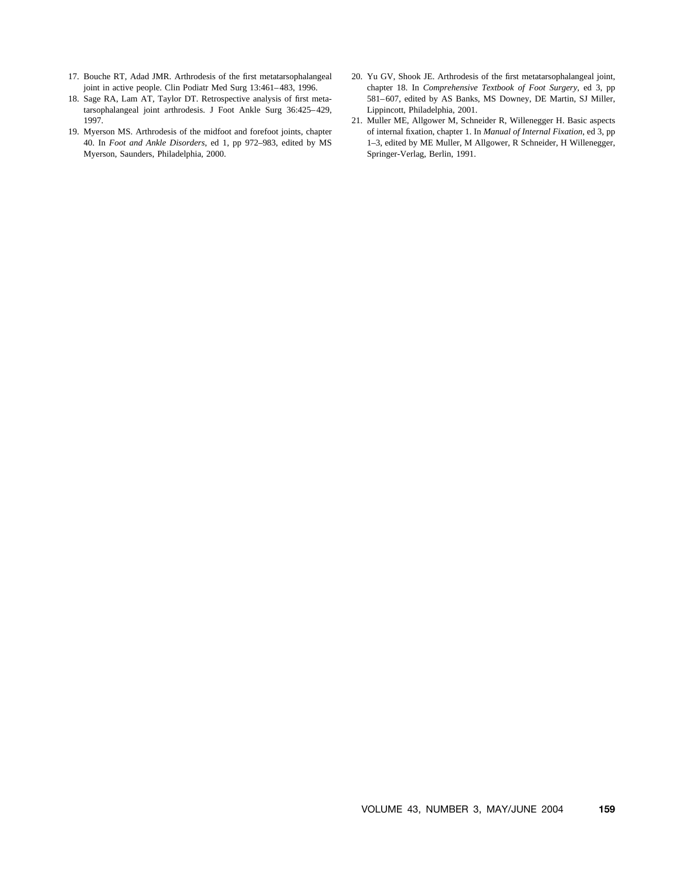17. Bouche RT, Adad JMR. Arthrodesis of the first metatarsophalangeal joint in active people. Clin Podiatr Med Surg 13:461–483, 1996.
18. Sage RA, Lam AT, Taylor DT. Retrospective analysis of first metatarsophalangeal joint arthrodesis. J Foot Ankle Surg 36:425–429, 1997.
19. Myerson MS. Arthrodesis of the midfoot and forefoot joints, chapter 40. In *Foot and Ankle Disorders*, ed 1, pp 972–983, edited by MS Myerson, Saunders, Philadelphia, 2000.
20. Yu GV, Shook JE. Arthrodesis of the first metatarsophalangeal joint, chapter 18. In *Comprehensive Textbook of Foot Surgery*, ed 3, pp 581–607, edited by AS Banks, MS Downey, DE Martin, SJ Miller, Lippincott, Philadelphia, 2001.
21. Muller ME, Allgower M, Schneider R, Willenegger H. Basic aspects of internal fixation, chapter 1. In *Manual of Internal Fixation*, ed 3, pp 1–3, edited by ME Muller, M Allgower, R Schneider, H Willenegger, Springer-Verlag, Berlin, 1991.